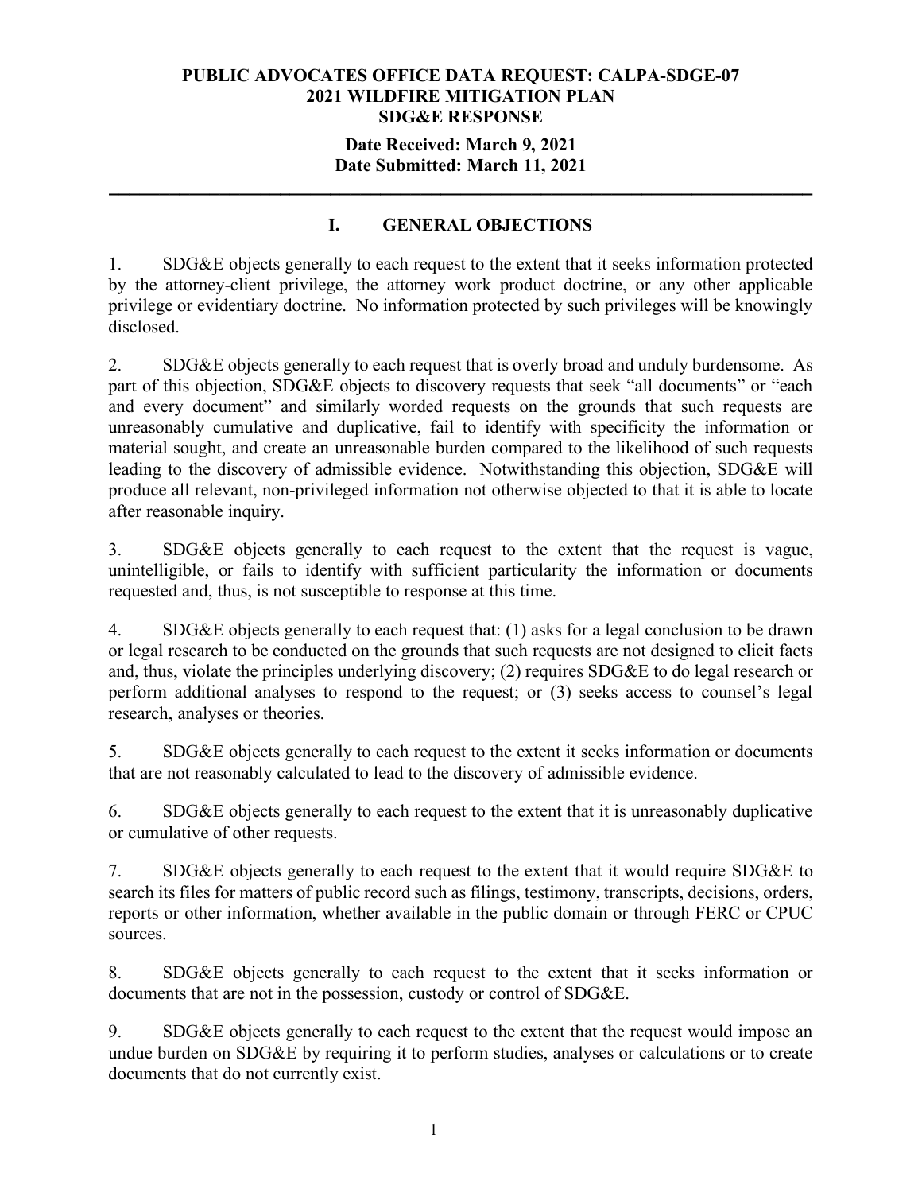**PUBLIC ADVOCATES OFFICE DATA REQUEST: CALPA-SDGE-07**
**2021 WILDFIRE MITIGATION PLAN**
**SDG&E RESPONSE**

**Date Received: March 9, 2021**
**Date Submitted: March 11, 2021**

---

## I. GENERAL OBJECTIONS

1. SDG&E objects generally to each request to the extent that it seeks information protected by the attorney-client privilege, the attorney work product doctrine, or any other applicable privilege or evidentiary doctrine. No information protected by such privileges will be knowingly disclosed.

2. SDG&E objects generally to each request that is overly broad and unduly burdensome. As part of this objection, SDG&E objects to discovery requests that seek "all documents" or "each and every document" and similarly worded requests on the grounds that such requests are unreasonably cumulative and duplicative, fail to identify with specificity the information or material sought, and create an unreasonable burden compared to the likelihood of such requests leading to the discovery of admissible evidence. Notwithstanding this objection, SDG&E will produce all relevant, non-privileged information not otherwise objected to that it is able to locate after reasonable inquiry.

3. SDG&E objects generally to each request to the extent that the request is vague, unintelligible, or fails to identify with sufficient particularity the information or documents requested and, thus, is not susceptible to response at this time.

4. SDG&E objects generally to each request that: (1) asks for a legal conclusion to be drawn or legal research to be conducted on the grounds that such requests are not designed to elicit facts and, thus, violate the principles underlying discovery; (2) requires SDG&E to do legal research or perform additional analyses to respond to the request; or (3) seeks access to counsel's legal research, analyses or theories.

5. SDG&E objects generally to each request to the extent it seeks information or documents that are not reasonably calculated to lead to the discovery of admissible evidence.

6. SDG&E objects generally to each request to the extent that it is unreasonably duplicative or cumulative of other requests.

7. SDG&E objects generally to each request to the extent that it would require SDG&E to search its files for matters of public record such as filings, testimony, transcripts, decisions, orders, reports or other information, whether available in the public domain or through FERC or CPUC sources.

8. SDG&E objects generally to each request to the extent that it seeks information or documents that are not in the possession, custody or control of SDG&E.

9. SDG&E objects generally to each request to the extent that the request would impose an undue burden on SDG&E by requiring it to perform studies, analyses or calculations or to create documents that do not currently exist.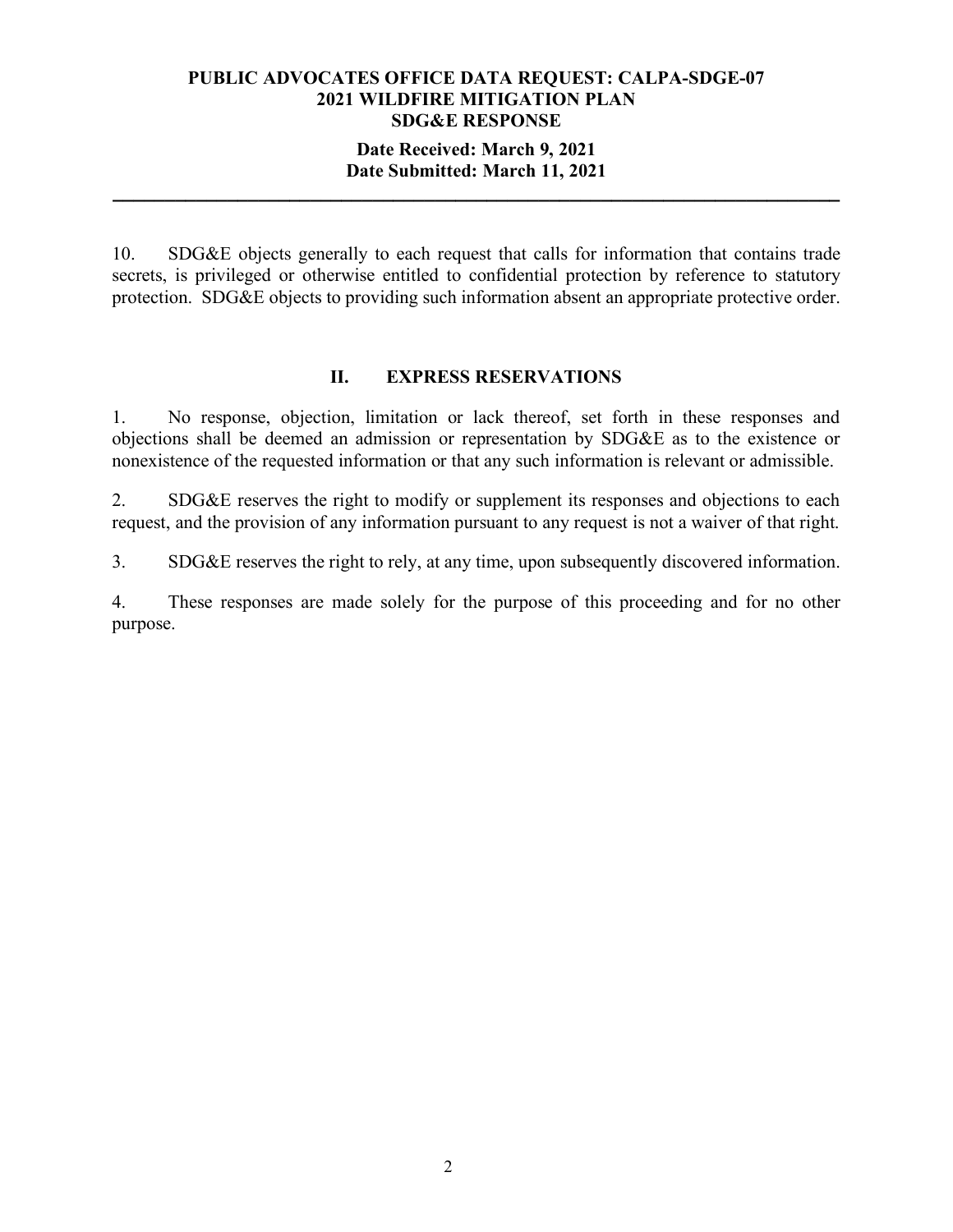10. SDG&E objects generally to each request that calls for information that contains trade secrets, is privileged or otherwise entitled to confidential protection by reference to statutory protection. SDG&E objects to providing such information absent an appropriate protective order.

## II. EXPRESS RESERVATIONS

1. No response, objection, limitation or lack thereof, set forth in these responses and objections shall be deemed an admission or representation by SDG&E as to the existence or nonexistence of the requested information or that any such information is relevant or admissible.

2. SDG&E reserves the right to modify or supplement its responses and objections to each request, and the provision of any information pursuant to any request is not a waiver of that right.

3. SDG&E reserves the right to rely, at any time, upon subsequently discovered information.

4. These responses are made solely for the purpose of this proceeding and for no other purpose.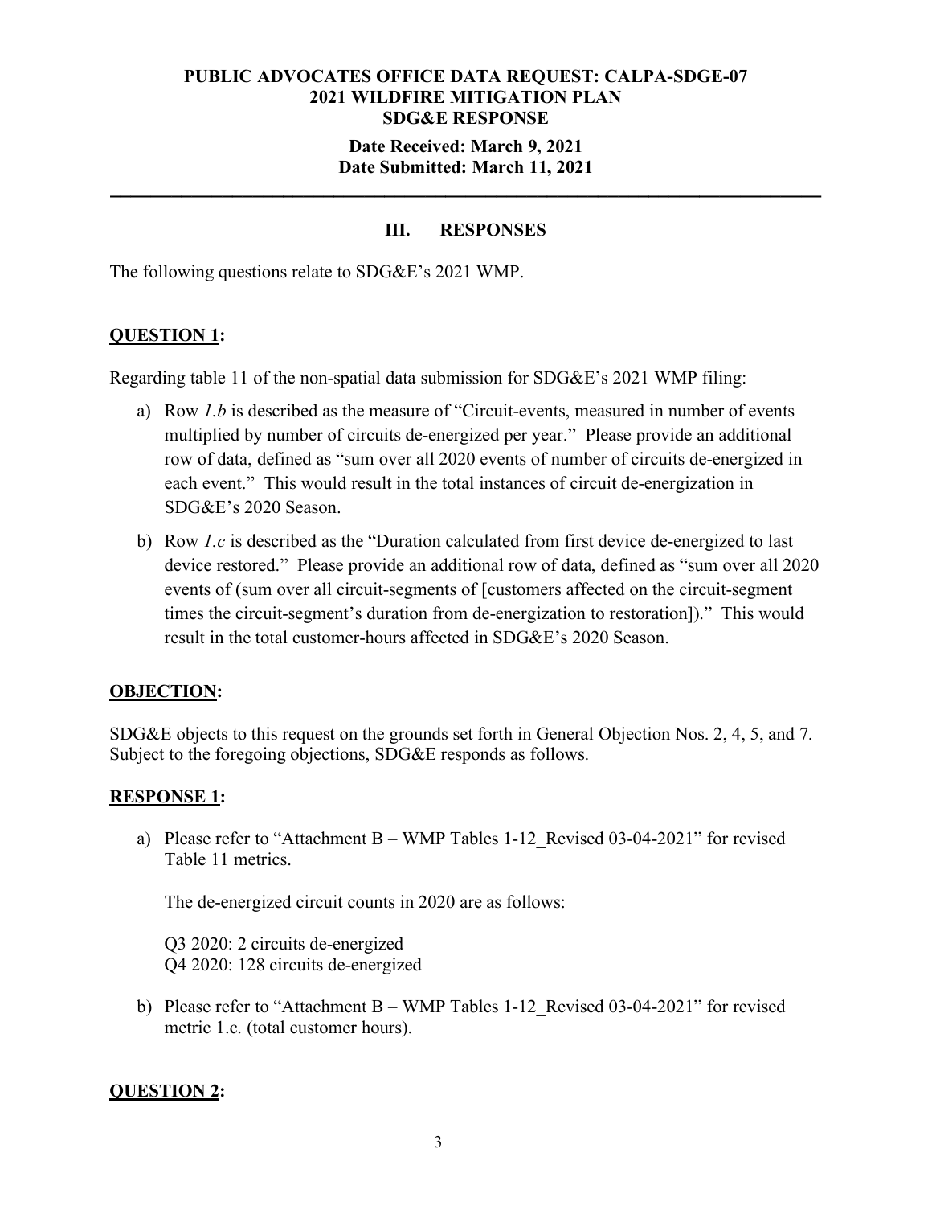**PUBLIC ADVOCATES OFFICE DATA REQUEST: CALPA-SDGE-07**
**2021 WILDFIRE MITIGATION PLAN**
**SDG&E RESPONSE**

**Date Received: March 9, 2021**
**Date Submitted: March 11, 2021**

---

## III. RESPONSES

The following questions relate to SDG&E's 2021 WMP.

### QUESTION 1:

Regarding table 11 of the non-spatial data submission for SDG&E's 2021 WMP filing:

a) Row *1.b* is described as the measure of "Circuit-events, measured in number of events multiplied by number of circuits de-energized per year." Please provide an additional row of data, defined as "sum over all 2020 events of number of circuits de-energized in each event." This would result in the total instances of circuit de-energization in SDG&E's 2020 Season.

b) Row *1.c* is described as the "Duration calculated from first device de-energized to last device restored." Please provide an additional row of data, defined as "sum over all 2020 events of (sum over all circuit-segments of [customers affected on the circuit-segment times the circuit-segment's duration from de-energization to restoration])." This would result in the total customer-hours affected in SDG&E's 2020 Season.

### OBJECTION:

SDG&E objects to this request on the grounds set forth in General Objection Nos. 2, 4, 5, and 7. Subject to the foregoing objections, SDG&E responds as follows.

### RESPONSE 1:

a) Please refer to "Attachment B – WMP Tables 1-12_Revised 03-04-2021" for revised Table 11 metrics.

   The de-energized circuit counts in 2020 are as follows:

   Q3 2020: 2 circuits de-energized
   Q4 2020: 128 circuits de-energized

b) Please refer to "Attachment B – WMP Tables 1-12_Revised 03-04-2021" for revised metric 1.c. (total customer hours).

### QUESTION 2: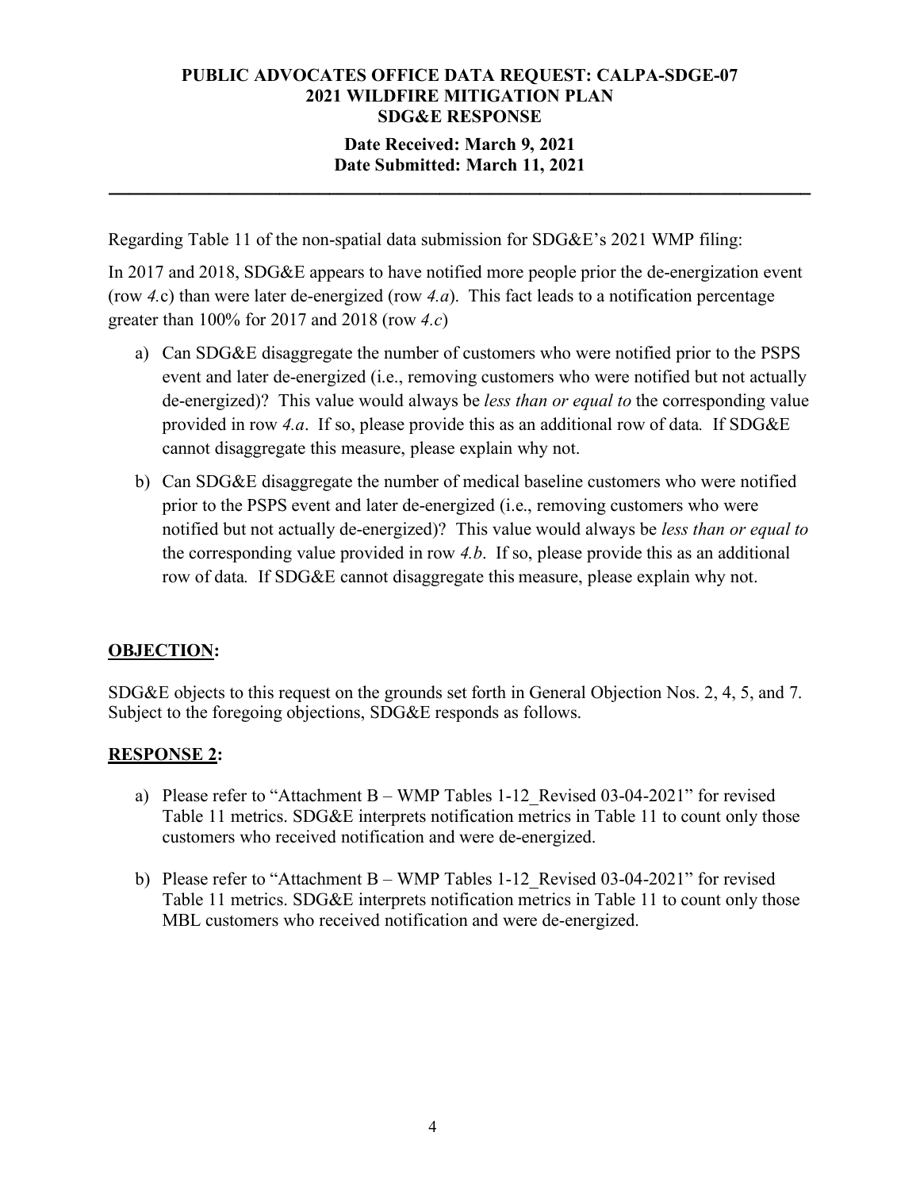**PUBLIC ADVOCATES OFFICE DATA REQUEST: CALPA-SDGE-07**
**2021 WILDFIRE MITIGATION PLAN**
**SDG&E RESPONSE**

**Date Received: March 9, 2021**
**Date Submitted: March 11, 2021**

---

Regarding Table 11 of the non-spatial data submission for SDG&E's 2021 WMP filing:

In 2017 and 2018, SDG&E appears to have notified more people prior the de-energization event (row *4.*c) than were later de-energized (row *4.a*). This fact leads to a notification percentage greater than 100% for 2017 and 2018 (row *4.c*)

a) Can SDG&E disaggregate the number of customers who were notified prior to the PSPS event and later de-energized (i.e., removing customers who were notified but not actually de-energized)? This value would always be *less than or equal to* the corresponding value provided in row *4.a*. If so, please provide this as an additional row of data. If SDG&E cannot disaggregate this measure, please explain why not.

b) Can SDG&E disaggregate the number of medical baseline customers who were notified prior to the PSPS event and later de-energized (i.e., removing customers who were notified but not actually de-energized)? This value would always be *less than or equal to* the corresponding value provided in row *4.b*. If so, please provide this as an additional row of data. If SDG&E cannot disaggregate this measure, please explain why not.

**OBJECTION:**

SDG&E objects to this request on the grounds set forth in General Objection Nos. 2, 4, 5, and 7. Subject to the foregoing objections, SDG&E responds as follows.

**RESPONSE 2:**

a) Please refer to "Attachment B – WMP Tables 1-12_Revised 03-04-2021" for revised Table 11 metrics. SDG&E interprets notification metrics in Table 11 to count only those customers who received notification and were de-energized.

b) Please refer to "Attachment B – WMP Tables 1-12_Revised 03-04-2021" for revised Table 11 metrics. SDG&E interprets notification metrics in Table 11 to count only those MBL customers who received notification and were de-energized.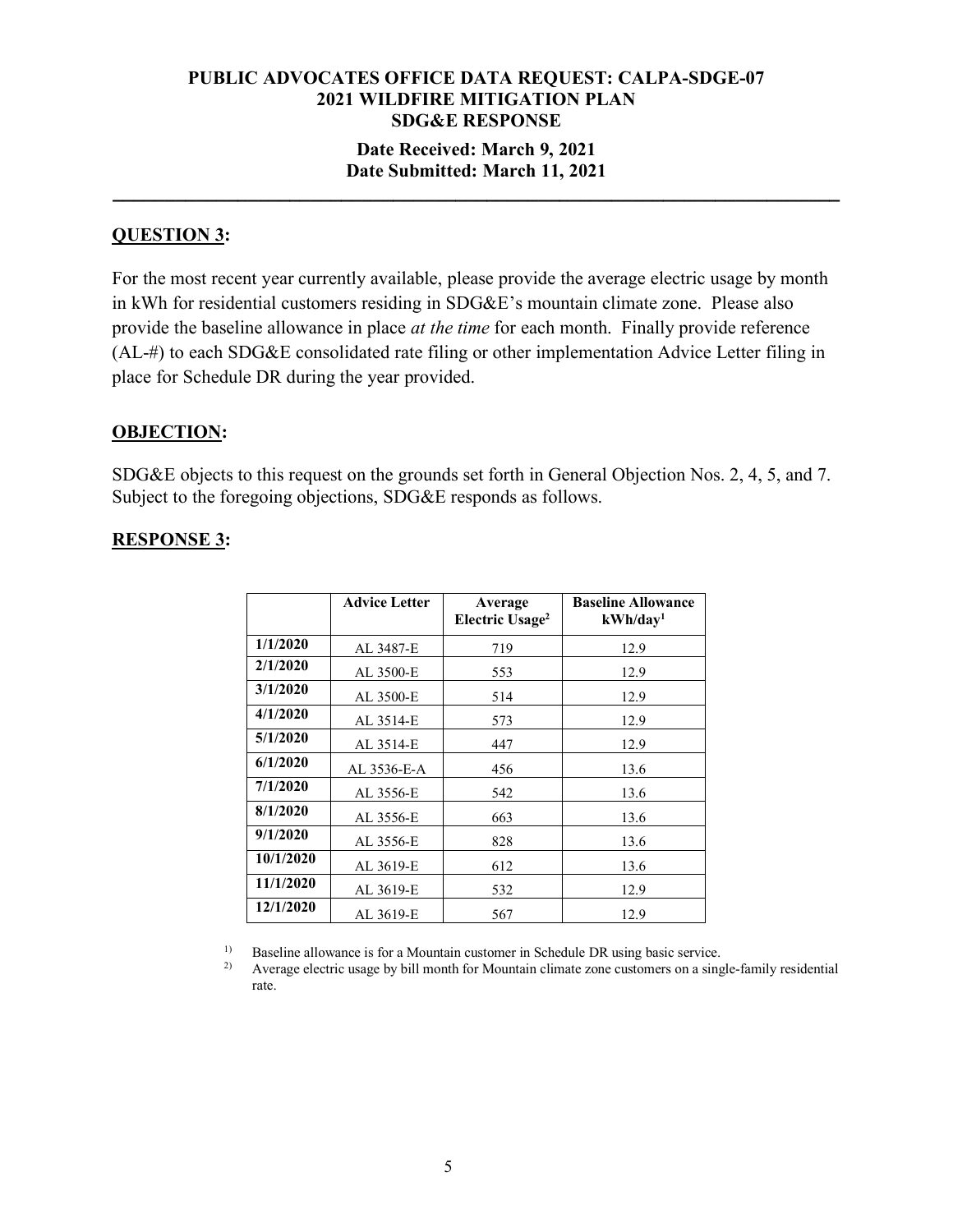**PUBLIC ADVOCATES OFFICE DATA REQUEST: CALPA-SDGE-07**
**2021 WILDFIRE MITIGATION PLAN**
**SDG&E RESPONSE**

**Date Received: March 9, 2021**
**Date Submitted: March 11, 2021**

---

## QUESTION 3:

For the most recent year currently available, please provide the average electric usage by month in kWh for residential customers residing in SDG&E's mountain climate zone. Please also provide the baseline allowance in place *at the time* for each month. Finally provide reference (AL-#) to each SDG&E consolidated rate filing or other implementation Advice Letter filing in place for Schedule DR during the year provided.

## OBJECTION:

SDG&E objects to this request on the grounds set forth in General Objection Nos. 2, 4, 5, and 7. Subject to the foregoing objections, SDG&E responds as follows.

## RESPONSE 3:

| | Advice Letter | Average Electric Usage[2] | Baseline Allowance kWh/day[1] |
|---|---|---|---|
| **1/1/2020** | AL 3487-E | 719 | 12.9 |
| **2/1/2020** | AL 3500-E | 553 | 12.9 |
| **3/1/2020** | AL 3500-E | 514 | 12.9 |
| **4/1/2020** | AL 3514-E | 573 | 12.9 |
| **5/1/2020** | AL 3514-E | 447 | 12.9 |
| **6/1/2020** | AL 3536-E-A | 456 | 13.6 |
| **7/1/2020** | AL 3556-E | 542 | 13.6 |
| **8/1/2020** | AL 3556-E | 663 | 13.6 |
| **9/1/2020** | AL 3556-E | 828 | 13.6 |
| **10/1/2020** | AL 3619-E | 612 | 13.6 |
| **11/1/2020** | AL 3619-E | 532 | 12.9 |
| **12/1/2020** | AL 3619-E | 567 | 12.9 |

1) Baseline allowance is for a Mountain customer in Schedule DR using basic service.
2) Average electric usage by bill month for Mountain climate zone customers on a single-family residential rate.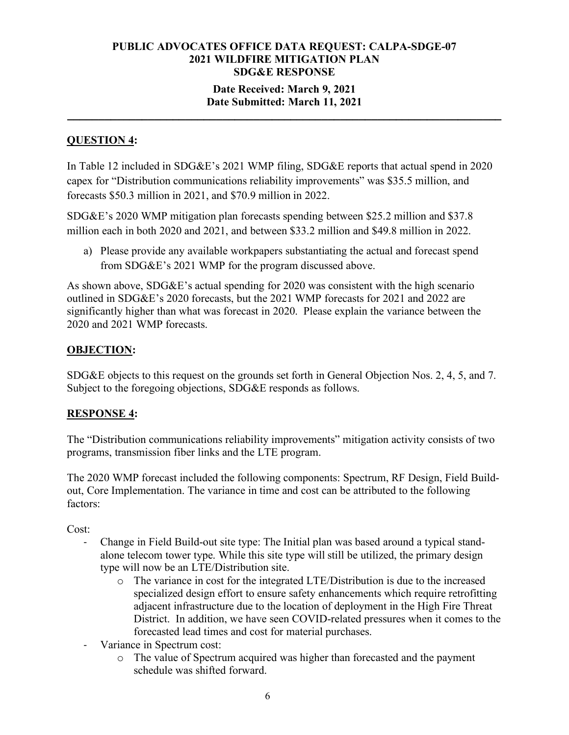**PUBLIC ADVOCATES OFFICE DATA REQUEST: CALPA-SDGE-07**
**2021 WILDFIRE MITIGATION PLAN**
**SDG&E RESPONSE**

**Date Received: March 9, 2021**
**Date Submitted: March 11, 2021**

---

## QUESTION 4:

In Table 12 included in SDG&E's 2021 WMP filing, SDG&E reports that actual spend in 2020 capex for "Distribution communications reliability improvements" was $35.5 million, and forecasts $50.3 million in 2021, and $70.9 million in 2022.

SDG&E's 2020 WMP mitigation plan forecasts spending between $25.2 million and $37.8 million each in both 2020 and 2021, and between $33.2 million and $49.8 million in 2022.

a) Please provide any available workpapers substantiating the actual and forecast spend from SDG&E's 2021 WMP for the program discussed above.

As shown above, SDG&E's actual spending for 2020 was consistent with the high scenario outlined in SDG&E's 2020 forecasts, but the 2021 WMP forecasts for 2021 and 2022 are significantly higher than what was forecast in 2020. Please explain the variance between the 2020 and 2021 WMP forecasts.

## OBJECTION:

SDG&E objects to this request on the grounds set forth in General Objection Nos. 2, 4, 5, and 7. Subject to the foregoing objections, SDG&E responds as follows.

## RESPONSE 4:

The "Distribution communications reliability improvements" mitigation activity consists of two programs, transmission fiber links and the LTE program.

The 2020 WMP forecast included the following components: Spectrum, RF Design, Field Build-out, Core Implementation. The variance in time and cost can be attributed to the following factors:

Cost:

- Change in Field Build-out site type: The Initial plan was based around a typical stand-alone telecom tower type. While this site type will still be utilized, the primary design type will now be an LTE/Distribution site.
  - The variance in cost for the integrated LTE/Distribution is due to the increased specialized design effort to ensure safety enhancements which require retrofitting adjacent infrastructure due to the location of deployment in the High Fire Threat District. In addition, we have seen COVID-related pressures when it comes to the forecasted lead times and cost for material purchases.
- Variance in Spectrum cost:
  - The value of Spectrum acquired was higher than forecasted and the payment schedule was shifted forward.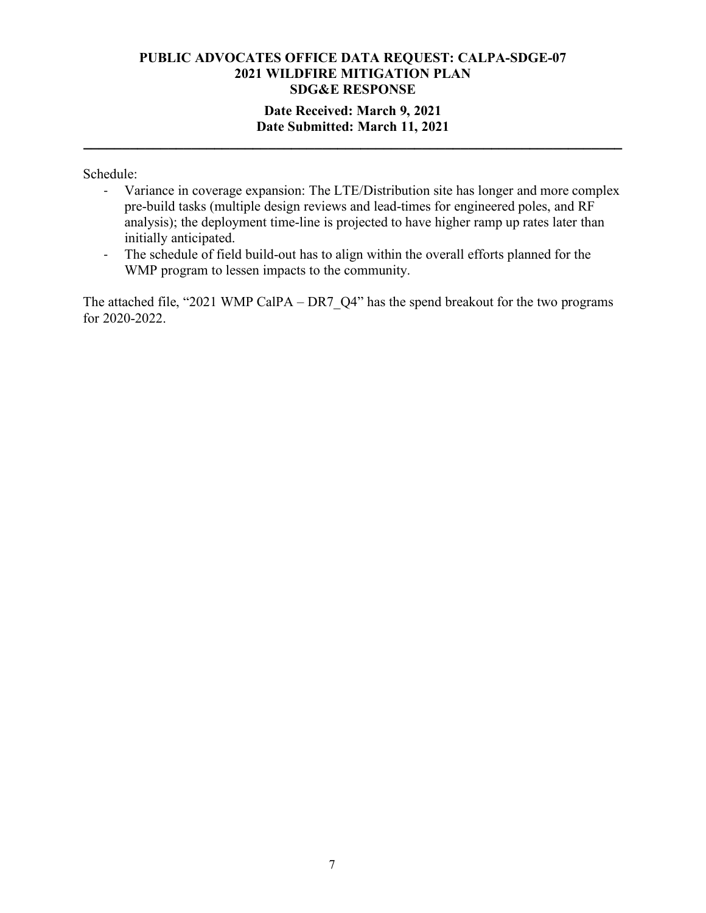Schedule:

- Variance in coverage expansion: The LTE/Distribution site has longer and more complex pre-build tasks (multiple design reviews and lead-times for engineered poles, and RF analysis); the deployment time-line is projected to have higher ramp up rates later than initially anticipated.
- The schedule of field build-out has to align within the overall efforts planned for the WMP program to lessen impacts to the community.

The attached file, "2021 WMP CalPA – DR7_Q4" has the spend breakout for the two programs for 2020-2022.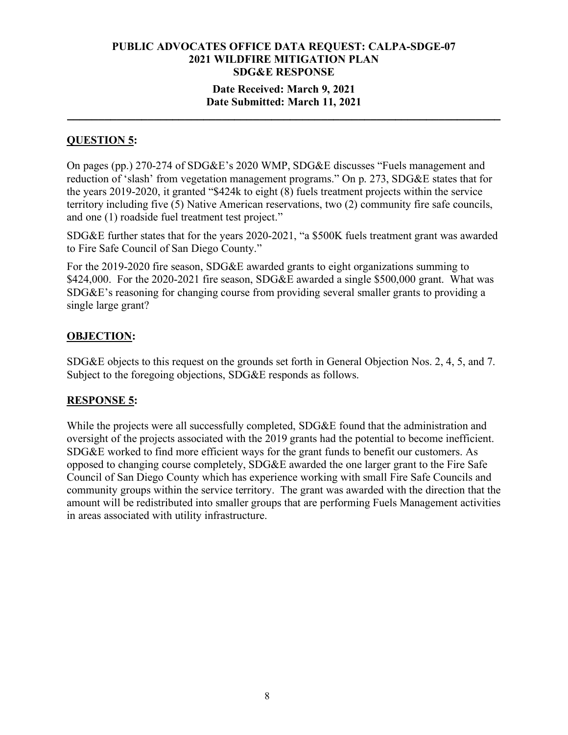**PUBLIC ADVOCATES OFFICE DATA REQUEST: CALPA-SDGE-07**
**2021 WILDFIRE MITIGATION PLAN**
**SDG&E RESPONSE**

**Date Received: March 9, 2021**
**Date Submitted: March 11, 2021**

---

## QUESTION 5:

On pages (pp.) 270-274 of SDG&E's 2020 WMP, SDG&E discusses "Fuels management and reduction of 'slash' from vegetation management programs." On p. 273, SDG&E states that for the years 2019-2020, it granted "$424k to eight (8) fuels treatment projects within the service territory including five (5) Native American reservations, two (2) community fire safe councils, and one (1) roadside fuel treatment test project."

SDG&E further states that for the years 2020-2021, "a $500K fuels treatment grant was awarded to Fire Safe Council of San Diego County."

For the 2019-2020 fire season, SDG&E awarded grants to eight organizations summing to $424,000. For the 2020-2021 fire season, SDG&E awarded a single $500,000 grant. What was SDG&E's reasoning for changing course from providing several smaller grants to providing a single large grant?

## OBJECTION:

SDG&E objects to this request on the grounds set forth in General Objection Nos. 2, 4, 5, and 7. Subject to the foregoing objections, SDG&E responds as follows.

## RESPONSE 5:

While the projects were all successfully completed, SDG&E found that the administration and oversight of the projects associated with the 2019 grants had the potential to become inefficient. SDG&E worked to find more efficient ways for the grant funds to benefit our customers. As opposed to changing course completely, SDG&E awarded the one larger grant to the Fire Safe Council of San Diego County which has experience working with small Fire Safe Councils and community groups within the service territory. The grant was awarded with the direction that the amount will be redistributed into smaller groups that are performing Fuels Management activities in areas associated with utility infrastructure.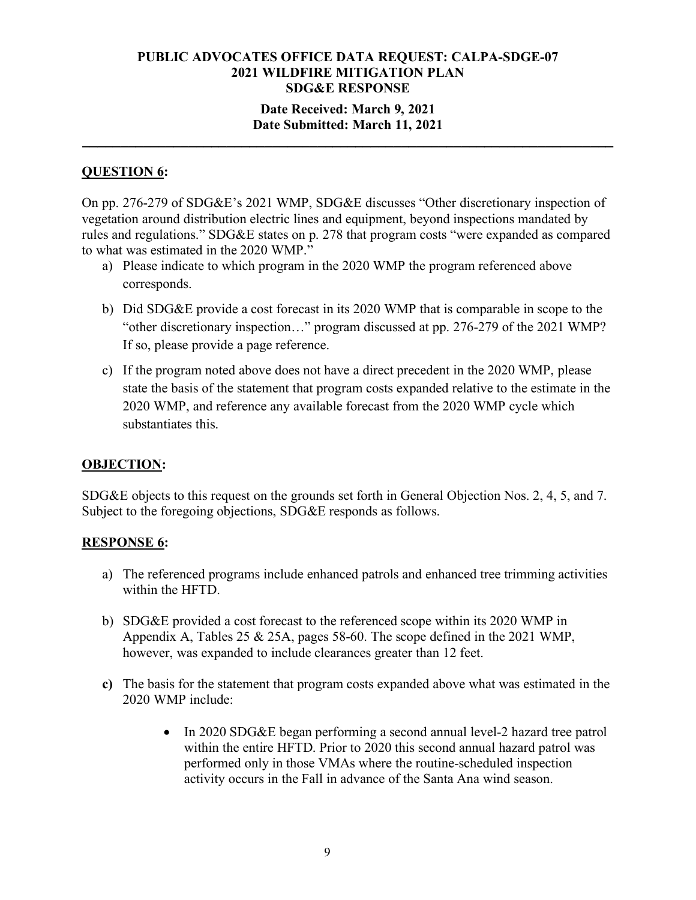**PUBLIC ADVOCATES OFFICE DATA REQUEST: CALPA-SDGE-07**
**2021 WILDFIRE MITIGATION PLAN**
**SDG&E RESPONSE**

**Date Received: March 9, 2021**
**Date Submitted: March 11, 2021**

---

## QUESTION 6:

On pp. 276-279 of SDG&E's 2021 WMP, SDG&E discusses "Other discretionary inspection of vegetation around distribution electric lines and equipment, beyond inspections mandated by rules and regulations." SDG&E states on p. 278 that program costs "were expanded as compared to what was estimated in the 2020 WMP."

a) Please indicate to which program in the 2020 WMP the program referenced above corresponds.

b) Did SDG&E provide a cost forecast in its 2020 WMP that is comparable in scope to the "other discretionary inspection…" program discussed at pp. 276-279 of the 2021 WMP? If so, please provide a page reference.

c) If the program noted above does not have a direct precedent in the 2020 WMP, please state the basis of the statement that program costs expanded relative to the estimate in the 2020 WMP, and reference any available forecast from the 2020 WMP cycle which substantiates this.

## OBJECTION:

SDG&E objects to this request on the grounds set forth in General Objection Nos. 2, 4, 5, and 7. Subject to the foregoing objections, SDG&E responds as follows.

## RESPONSE 6:

a) The referenced programs include enhanced patrols and enhanced tree trimming activities within the HFTD.

b) SDG&E provided a cost forecast to the referenced scope within its 2020 WMP in Appendix A, Tables 25 & 25A, pages 58-60. The scope defined in the 2021 WMP, however, was expanded to include clearances greater than 12 feet.

**c)** The basis for the statement that program costs expanded above what was estimated in the 2020 WMP include:

- In 2020 SDG&E began performing a second annual level-2 hazard tree patrol within the entire HFTD. Prior to 2020 this second annual hazard patrol was performed only in those VMAs where the routine-scheduled inspection activity occurs in the Fall in advance of the Santa Ana wind season.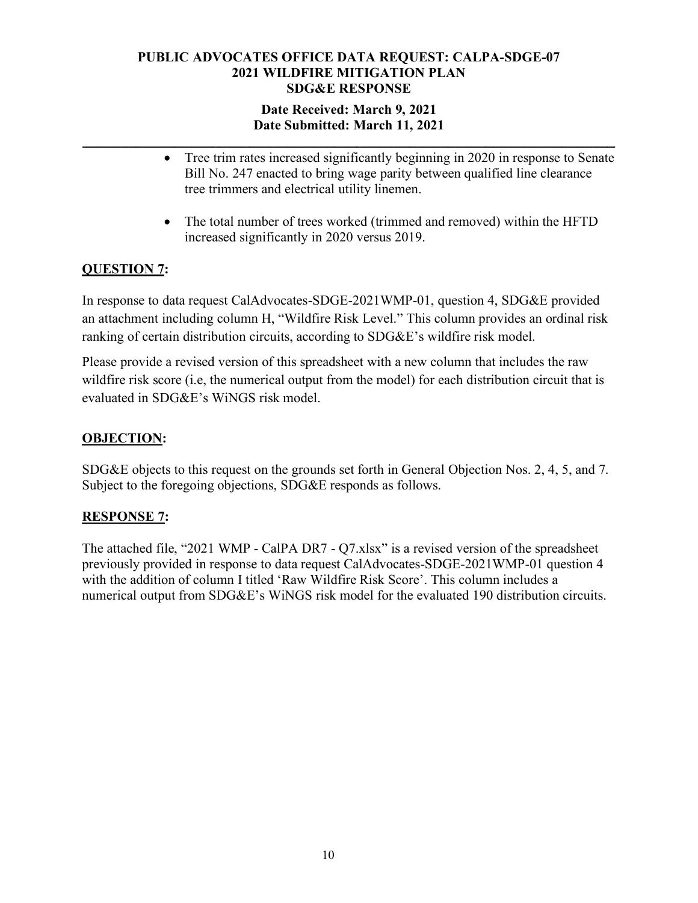- Tree trim rates increased significantly beginning in 2020 in response to Senate Bill No. 247 enacted to bring wage parity between qualified line clearance tree trimmers and electrical utility linemen.

- The total number of trees worked (trimmed and removed) within the HFTD increased significantly in 2020 versus 2019.

## QUESTION 7:

In response to data request CalAdvocates-SDGE-2021WMP-01, question 4, SDG&E provided an attachment including column H, "Wildfire Risk Level." This column provides an ordinal risk ranking of certain distribution circuits, according to SDG&E's wildfire risk model.

Please provide a revised version of this spreadsheet with a new column that includes the raw wildfire risk score (i.e, the numerical output from the model) for each distribution circuit that is evaluated in SDG&E's WiNGS risk model.

## OBJECTION:

SDG&E objects to this request on the grounds set forth in General Objection Nos. 2, 4, 5, and 7. Subject to the foregoing objections, SDG&E responds as follows.

## RESPONSE 7:

The attached file, "2021 WMP - CalPA DR7 - Q7.xlsx" is a revised version of the spreadsheet previously provided in response to data request CalAdvocates-SDGE-2021WMP-01 question 4 with the addition of column I titled 'Raw Wildfire Risk Score'. This column includes a numerical output from SDG&E's WiNGS risk model for the evaluated 190 distribution circuits.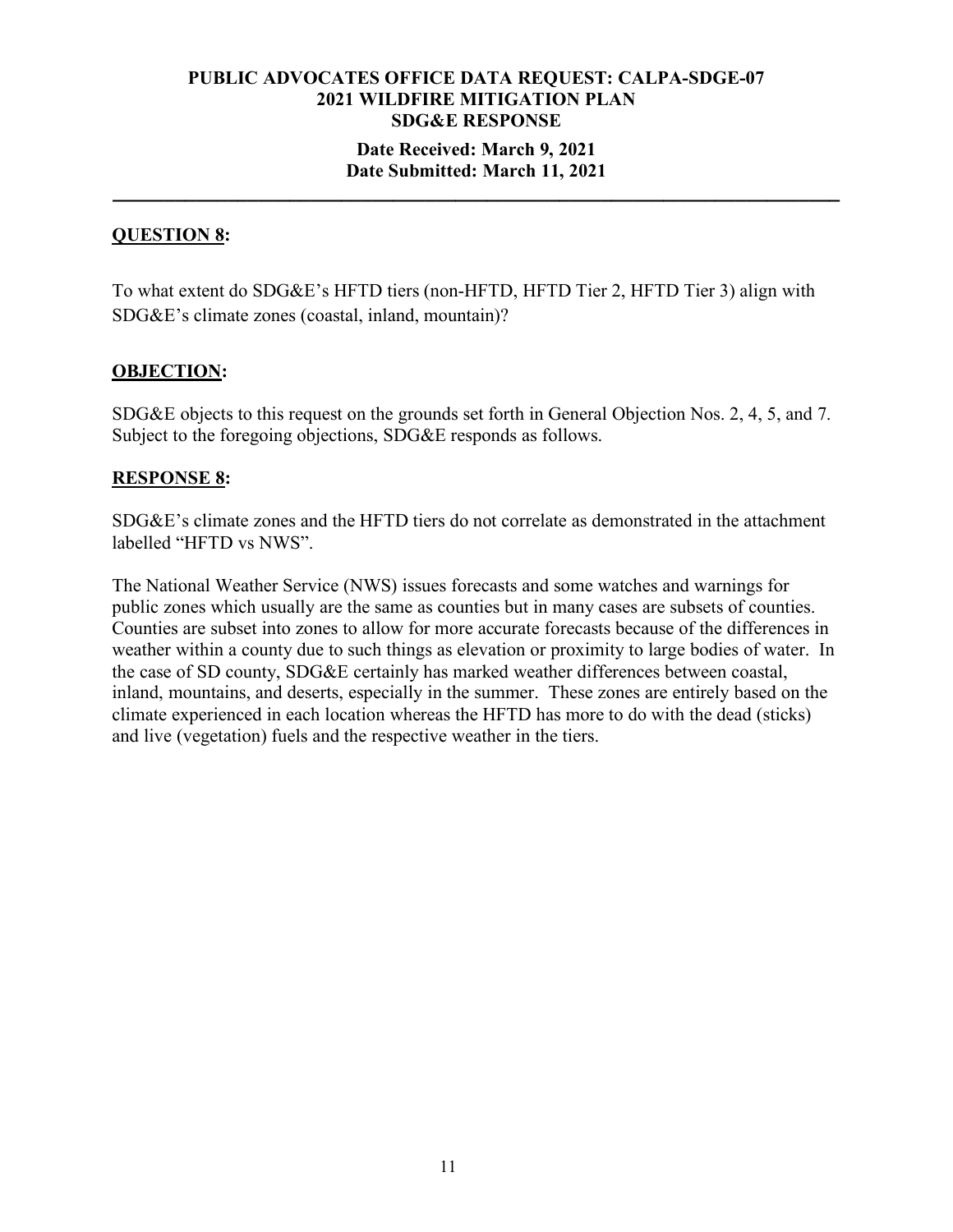**PUBLIC ADVOCATES OFFICE DATA REQUEST: CALPA-SDGE-07**
**2021 WILDFIRE MITIGATION PLAN**
**SDG&E RESPONSE**

**Date Received: March 9, 2021**
**Date Submitted: March 11, 2021**

---

## **QUESTION 8:**

To what extent do SDG&E's HFTD tiers (non-HFTD, HFTD Tier 2, HFTD Tier 3) align with SDG&E's climate zones (coastal, inland, mountain)?

## **OBJECTION:**

SDG&E objects to this request on the grounds set forth in General Objection Nos. 2, 4, 5, and 7. Subject to the foregoing objections, SDG&E responds as follows.

## **RESPONSE 8:**

SDG&E's climate zones and the HFTD tiers do not correlate as demonstrated in the attachment labelled "HFTD vs NWS".

The National Weather Service (NWS) issues forecasts and some watches and warnings for public zones which usually are the same as counties but in many cases are subsets of counties. Counties are subset into zones to allow for more accurate forecasts because of the differences in weather within a county due to such things as elevation or proximity to large bodies of water. In the case of SD county, SDG&E certainly has marked weather differences between coastal, inland, mountains, and deserts, especially in the summer. These zones are entirely based on the climate experienced in each location whereas the HFTD has more to do with the dead (sticks) and live (vegetation) fuels and the respective weather in the tiers.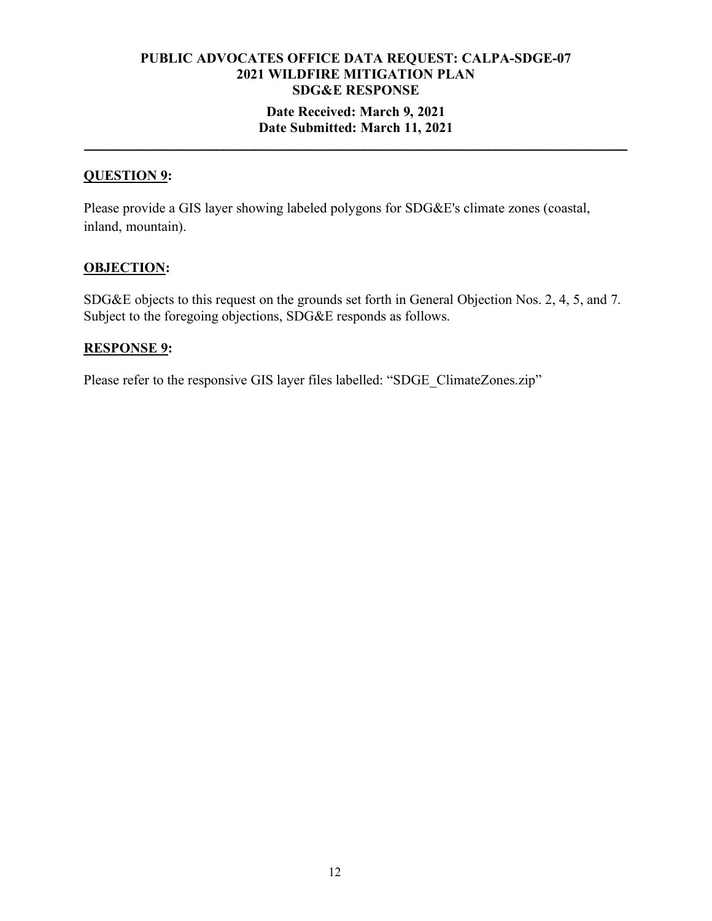**PUBLIC ADVOCATES OFFICE DATA REQUEST: CALPA-SDGE-07**
**2021 WILDFIRE MITIGATION PLAN**
**SDG&E RESPONSE**

**Date Received: March 9, 2021**
**Date Submitted: March 11, 2021**

---

**QUESTION 9:**

Please provide a GIS layer showing labeled polygons for SDG&E's climate zones (coastal, inland, mountain).

**OBJECTION:**

SDG&E objects to this request on the grounds set forth in General Objection Nos. 2, 4, 5, and 7. Subject to the foregoing objections, SDG&E responds as follows.

**RESPONSE 9:**

Please refer to the responsive GIS layer files labelled: "SDGE_ClimateZones.zip"